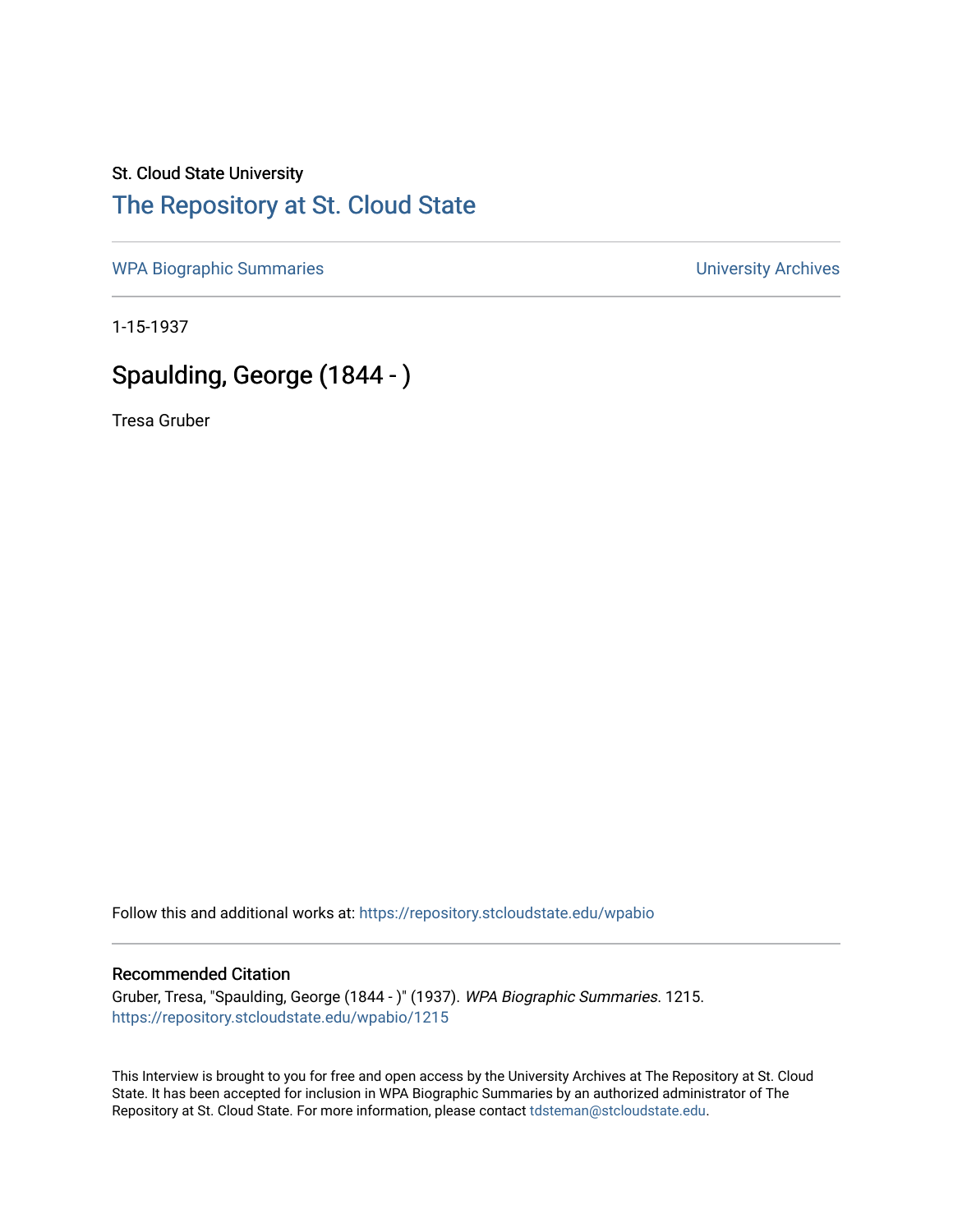St. Cloud State University

# The Repository at St. Cloud State

WPA Biographic Summaries

University Archives

1-15-1937

## Spaulding, George (1844 - )

Tresa Gruber

Follow this and additional works at: https://repository.stcloudstate.edu/wpabio

### Recommended Citation

Gruber, Tresa, "Spaulding, George (1844 - )" (1937). *WPA Biographic Summaries*. 1215.
https://repository.stcloudstate.edu/wpabio/1215

This Interview is brought to you for free and open access by the University Archives at The Repository at St. Cloud State. It has been accepted for inclusion in WPA Biographic Summaries by an authorized administrator of The Repository at St. Cloud State. For more information, please contact tdsteman@stcloudstate.edu.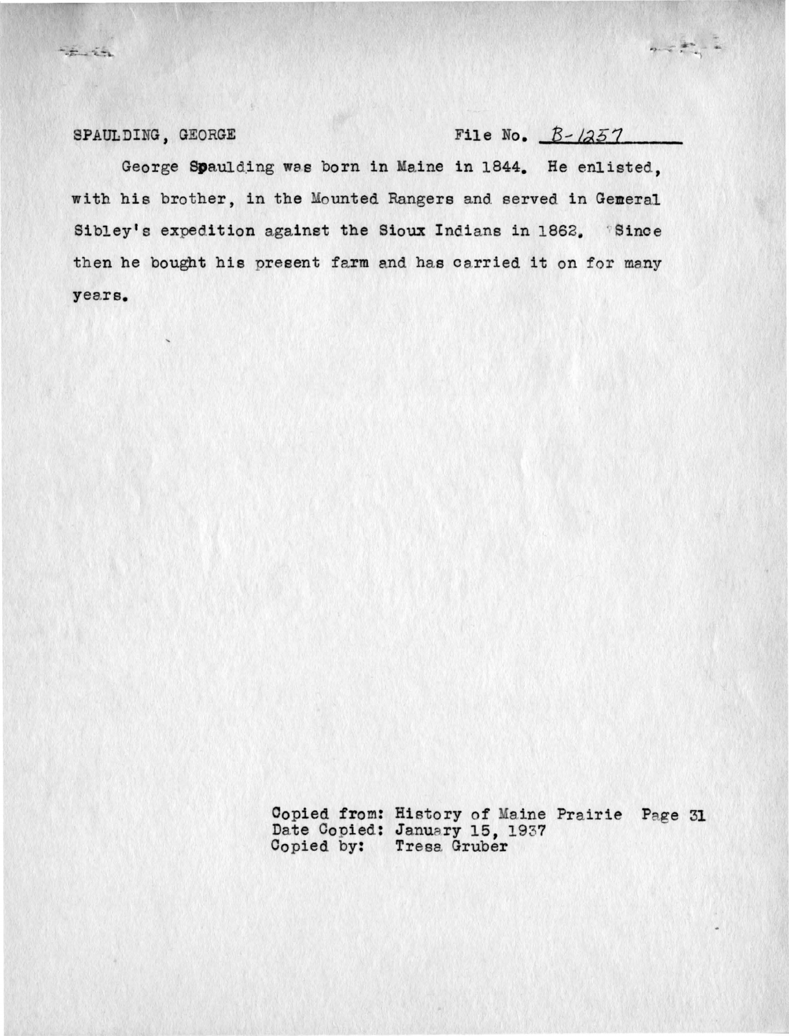SPAULDING, GEORGE File No. B-1257

George Spaulding was born in Maine in 1844. He enlisted, with his brother, in the Mounted Rangers and served in General Sibley's expedition against the Sioux Indians in 1862. Since then he bought his present farm and has carried it on for many years.

Copied from: History of Maine Prairie Page 31
Date Copied: January 15, 1937
Copied by: Tresa Gruber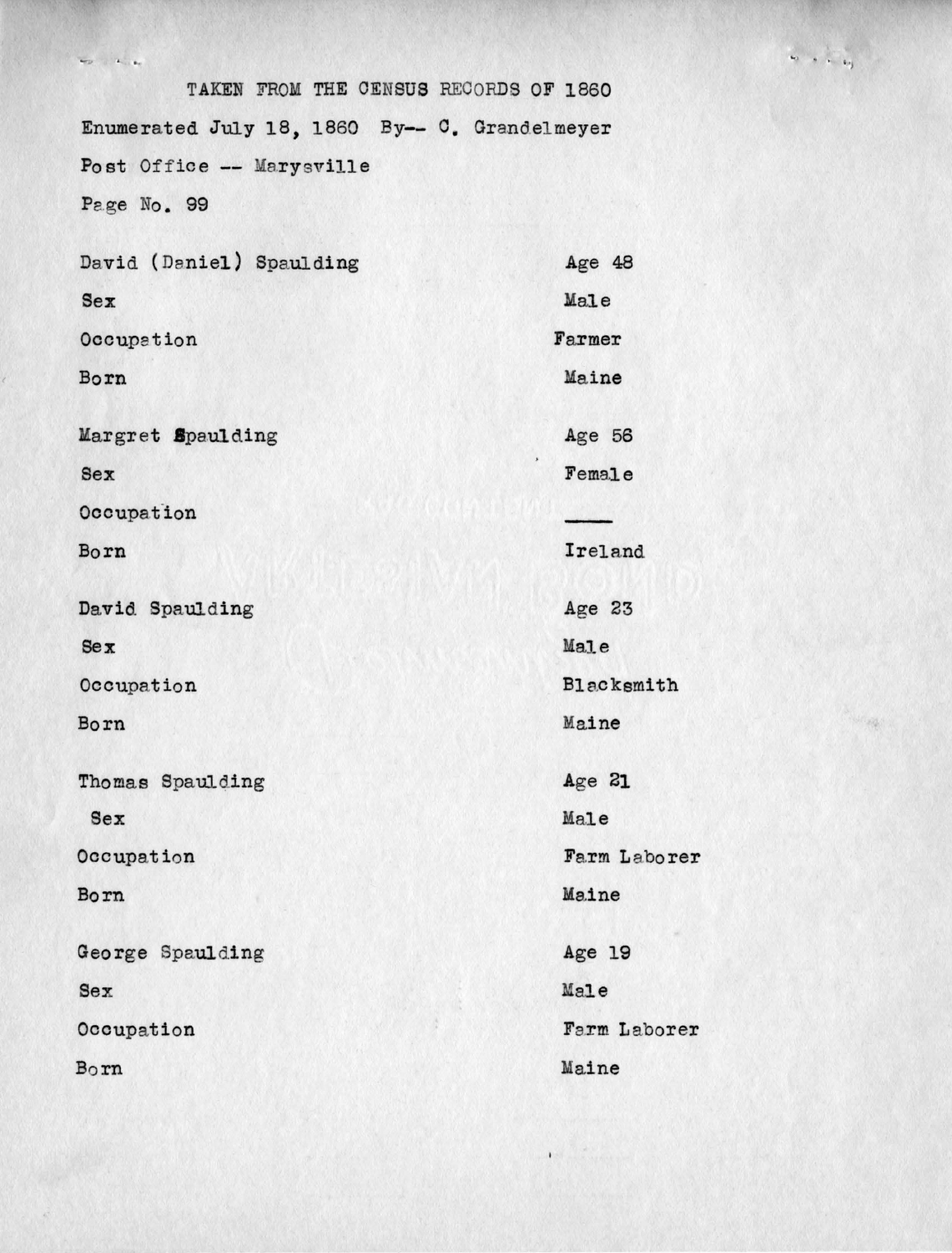TAKEN FROM THE CENSUS RECORDS OF 1860

Enumerated July 18, 1860 By-- C. Grandelmeyer

Post Office -- Marysville

Page No. 99

| | |
|---|---|
| David (Daniel) Spaulding | Age 48 |
| Sex | Male |
| Occupation | Farmer |
| Born | Maine |
| | |
| Margret Spaulding | Age 56 |
| Sex | Female |
| Occupation | ——— |
| Born | Ireland |
| | |
| David Spaulding | Age 23 |
| Sex | Male |
| Occupation | Blacksmith |
| Born | Maine |
| | |
| Thomas Spaulding | Age 21 |
| Sex | Male |
| Occupation | Farm Laborer |
| Born | Maine |
| | |
| George Spaulding | Age 19 |
| Sex | Male |
| Occupation | Farm Laborer |
| Born | Maine |